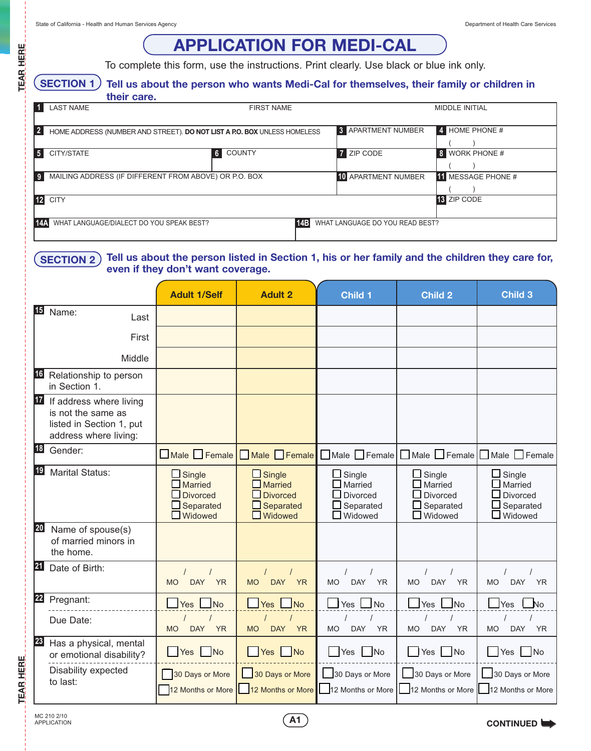State of California - Health and Human Services Agency

Department of Health Care Services

# APPLICATION FOR MEDI-CAL

To complete this form, use the instructions. Print clearly. Use black or blue ink only.

## SECTION 1 Tell us about the person who wants Medi-Cal for themselves, their family or children in their care.

| | | | |
|---|---|---|---|
| **1** LAST NAME | FIRST NAME | | MIDDLE INITIAL |
| **2** HOME ADDRESS (NUMBER AND STREET). **DO NOT LIST A P.O. BOX** UNLESS HOMELESS | | **3** APARTMENT NUMBER | **4** HOME PHONE # ( ) |
| **5** CITY/STATE | **6** COUNTY | **7** ZIP CODE | **8** WORK PHONE # ( ) |
| **9** MAILING ADDRESS (IF DIFFERENT FROM ABOVE) OR P.O. BOX | | **10** APARTMENT NUMBER | **11** MESSAGE PHONE # ( ) |
| **12** CITY | | | **13** ZIP CODE |
| **14A** WHAT LANGUAGE/DIALECT DO YOU SPEAK BEST? | **14B** WHAT LANGUAGE DO YOU READ BEST? | | |

## SECTION 2 Tell us about the person listed in Section 1, his or her family and the children they care for, even if they don't want coverage.

| | Adult 1/Self | Adult 2 | Child 1 | Child 2 | Child 3 |
|---|---|---|---|---|---|
| **15** Name: Last | | | | | |
| First | | | | | |
| Middle | | | | | |
| **16** Relationship to person in Section 1. | | | | | |
| **17** If address where living is not the same as listed in Section 1, put address where living: | | | | | |
| **18** Gender: | ☐ Male ☐ Female | ☐ Male ☐ Female | ☐ Male ☐ Female | ☐ Male ☐ Female | ☐ Male ☐ Female |
| **19** Marital Status: | ☐ Single ☐ Married ☐ Divorced ☐ Separated ☐ Widowed | ☐ Single ☐ Married ☐ Divorced ☐ Separated ☐ Widowed | ☐ Single ☐ Married ☐ Divorced ☐ Separated ☐ Widowed | ☐ Single ☐ Married ☐ Divorced ☐ Separated ☐ Widowed | ☐ Single ☐ Married ☐ Divorced ☐ Separated ☐ Widowed |
| **20** Name of spouse(s) of married minors in the home. | | | | | |
| **21** Date of Birth: | / / MO DAY YR | / / MO DAY YR | / / MO DAY YR | / / MO DAY YR | / / MO DAY YR |
| **22** Pregnant: | ☐ Yes ☐ No | ☐ Yes ☐ No | ☐ Yes ☐ No | ☐ Yes ☐ No | ☐ Yes ☐ No |
| Due Date: | / / MO DAY YR | / / MO DAY YR | / / MO DAY YR | / / MO DAY YR | / / MO DAY YR |
| **23** Has a physical, mental or emotional disability? | ☐ Yes ☐ No | ☐ Yes ☐ No | ☐ Yes ☐ No | ☐ Yes ☐ No | ☐ Yes ☐ No |
| Disability expected to last: | ☐ 30 Days or More ☐ 12 Months or More | ☐ 30 Days or More ☐ 12 Months or More | ☐ 30 Days or More ☐ 12 Months or More | ☐ 30 Days or More ☐ 12 Months or More | ☐ 30 Days or More ☐ 12 Months or More |

MC 210 2/10 APPLICATION

CONTINUED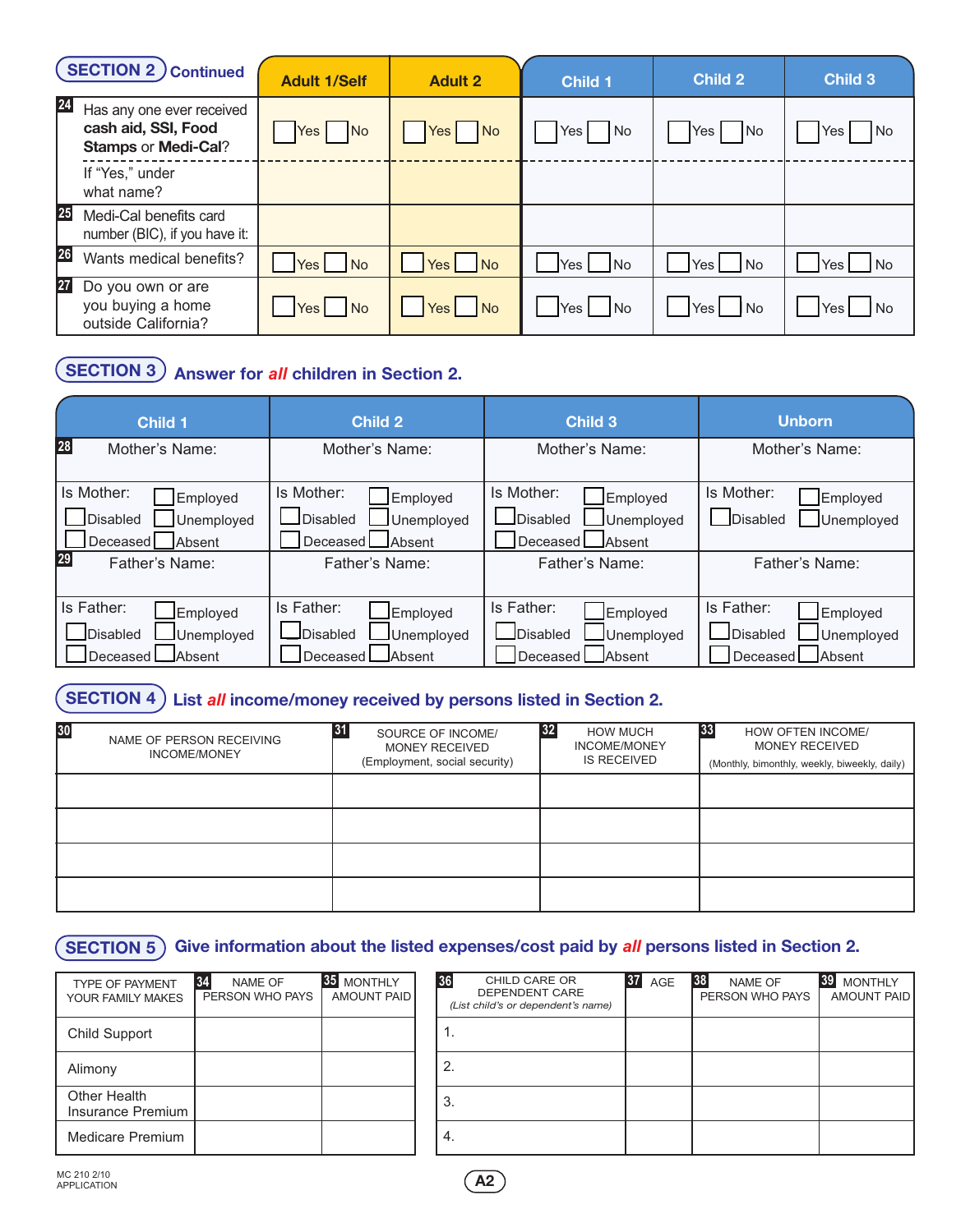## SECTION 2 Continued

| | Adult 1/Self | Adult 2 | Child 1 | Child 2 | Child 3 |
|---|---|---|---|---|---|
| **24** Has any one ever received **cash aid, SSI, Food Stamps** or **Medi-Cal**? | ☐ Yes ☐ No | ☐ Yes ☐ No | ☐ Yes ☐ No | ☐ Yes ☐ No | ☐ Yes ☐ No |
| If "Yes," under what name? | | | | | |
| **25** Medi-Cal benefits card number (BIC), if you have it: | | | | | |
| **26** Wants medical benefits? | ☐ Yes ☐ No | ☐ Yes ☐ No | ☐ Yes ☐ No | ☐ Yes ☐ No | ☐ Yes ☐ No |
| **27** Do you own or are you buying a home outside California? | ☐ Yes ☐ No | ☐ Yes ☐ No | ☐ Yes ☐ No | ☐ Yes ☐ No | ☐ Yes ☐ No |

## SECTION 3 Answer for *all* children in Section 2.

| Child 1 | Child 2 | Child 3 | Unborn |
|---|---|---|---|
| **28** Mother's Name: | Mother's Name: | Mother's Name: | Mother's Name: |
| Is Mother: ☐ Employed ☐ Disabled ☐ Unemployed ☐ Deceased ☐ Absent | Is Mother: ☐ Employed ☐ Disabled ☐ Unemployed ☐ Deceased ☐ Absent | Is Mother: ☐ Employed ☐ Disabled ☐ Unemployed ☐ Deceased ☐ Absent | Is Mother: ☐ Employed ☐ Disabled ☐ Unemployed |
| **29** Father's Name: | Father's Name: | Father's Name: | Father's Name: |
| Is Father: ☐ Employed ☐ Disabled ☐ Unemployed ☐ Deceased ☐ Absent | Is Father: ☐ Employed ☐ Disabled ☐ Unemployed ☐ Deceased ☐ Absent | Is Father: ☐ Employed ☐ Disabled ☐ Unemployed ☐ Deceased ☐ Absent | Is Father: ☐ Employed ☐ Disabled ☐ Unemployed ☐ Deceased ☐ Absent |

## SECTION 4 List *all* income/money received by persons listed in Section 2.

| **30** NAME OF PERSON RECEIVING INCOME/MONEY | **31** SOURCE OF INCOME/ MONEY RECEIVED (Employment, social security) | **32** HOW MUCH INCOME/MONEY IS RECEIVED | **33** HOW OFTEN INCOME/ MONEY RECEIVED (Monthly, bimonthly, weekly, biweekly, daily) |
|---|---|---|---|
| | | | |
| | | | |
| | | | |
| | | | |

## SECTION 5 Give information about the listed expenses/cost paid by *all* persons listed in Section 2.

| TYPE OF PAYMENT YOUR FAMILY MAKES | **34** NAME OF PERSON WHO PAYS | **35** MONTHLY AMOUNT PAID |
|---|---|---|
| Child Support | | |
| Alimony | | |
| Other Health Insurance Premium | | |
| Medicare Premium | | |

| **36** CHILD CARE OR DEPENDENT CARE (*List child's or dependent's name*) | **37** AGE | **38** NAME OF PERSON WHO PAYS | **39** MONTHLY AMOUNT PAID |
|---|---|---|---|
| 1. | | | |
| 2. | | | |
| 3. | | | |
| 4. | | | |

MC 210 2/10
APPLICATION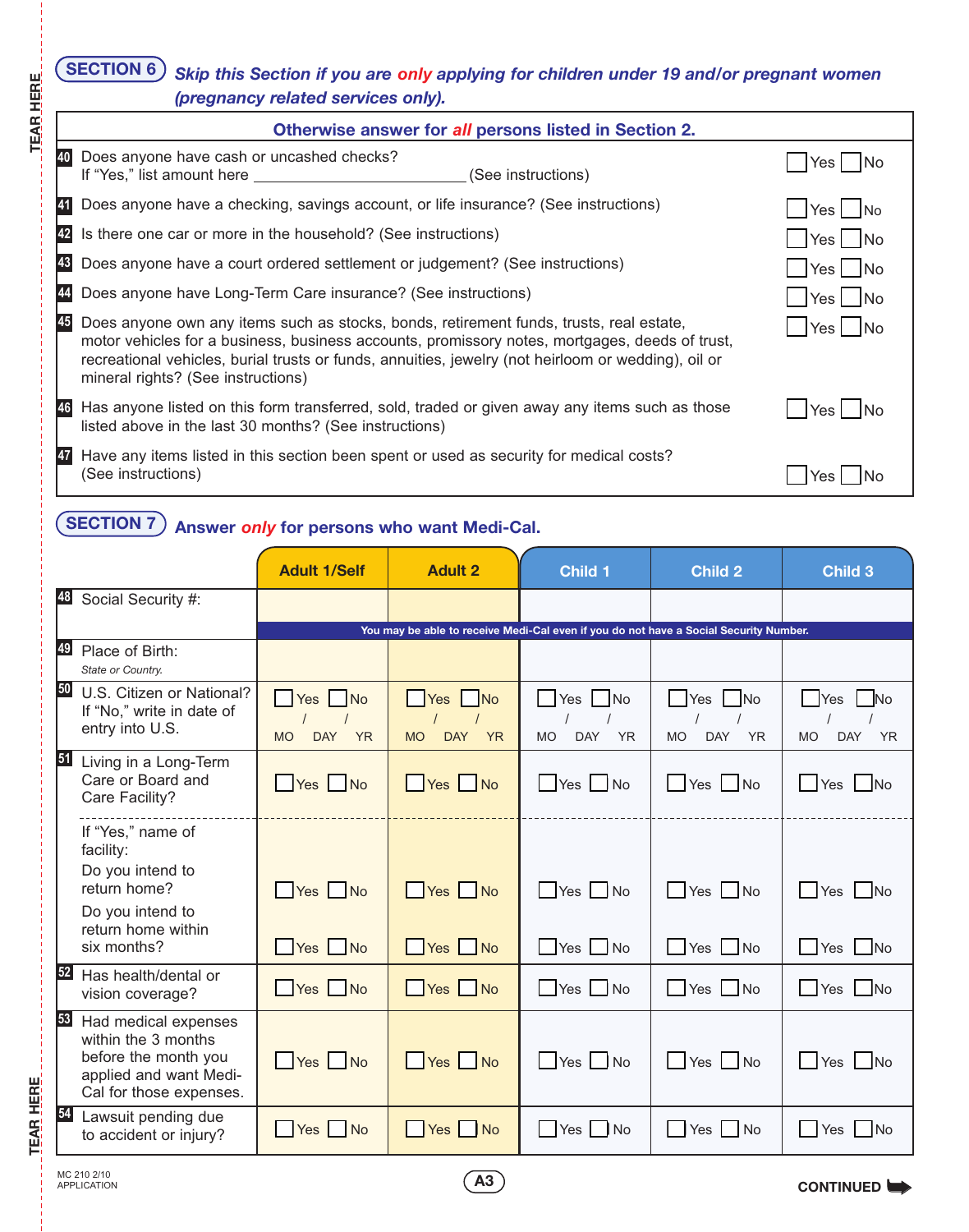## SECTION 6

***Skip this Section if you are only applying for children under 19 and/or pregnant women (pregnancy related services only).***

**Otherwise answer for *all* persons listed in Section 2.**

| # | Question | Answer |
|---|---|---|
| 40 | Does anyone have cash or uncashed checks? If "Yes," list amount here ______________________ (See instructions) | ☐ Yes ☐ No |
| 41 | Does anyone have a checking, savings account, or life insurance? (See instructions) | ☐ Yes ☐ No |
| 42 | Is there one car or more in the household? (See instructions) | ☐ Yes ☐ No |
| 43 | Does anyone have a court ordered settlement or judgement? (See instructions) | ☐ Yes ☐ No |
| 44 | Does anyone have Long-Term Care insurance? (See instructions) | ☐ Yes ☐ No |
| 45 | Does anyone own any items such as stocks, bonds, retirement funds, trusts, real estate, motor vehicles for a business, business accounts, promissory notes, mortgages, deeds of trust, recreational vehicles, burial trusts or funds, annuities, jewelry (not heirloom or wedding), oil or mineral rights? (See instructions) | ☐ Yes ☐ No |
| 46 | Has anyone listed on this form transferred, sold, traded or given away any items such as those listed above in the last 30 months? (See instructions) | ☐ Yes ☐ No |
| 47 | Have any items listed in this section been spent or used as security for medical costs? (See instructions) | ☐ Yes ☐ No |

## SECTION 7

**Answer *only* for persons who want Medi-Cal.**

| # | Question | Adult 1/Self | Adult 2 | Child 1 | Child 2 | Child 3 |
|---|---|---|---|---|---|---|
| 48 | Social Security #: | | | | | |
| | *You may be able to receive Medi-Cal even if you do not have a Social Security Number.* | | | | | |
| 49 | Place of Birth: *State or Country.* | | | | | |
| 50 | U.S. Citizen or National? If "No," write in date of entry into U.S. | ☐ Yes ☐ No<br>/ / <br>MO DAY YR | ☐ Yes ☐ No<br>/ / <br>MO DAY YR | ☐ Yes ☐ No<br>/ / <br>MO DAY YR | ☐ Yes ☐ No<br>/ / <br>MO DAY YR | ☐ Yes ☐ No<br>/ / <br>MO DAY YR |
| 51 | Living in a Long-Term Care or Board and Care Facility? | ☐ Yes ☐ No | ☐ Yes ☐ No | ☐ Yes ☐ No | ☐ Yes ☐ No | ☐ Yes ☐ No |
| | If "Yes," name of facility: | | | | | |
| | Do you intend to return home? | ☐ Yes ☐ No | ☐ Yes ☐ No | ☐ Yes ☐ No | ☐ Yes ☐ No | ☐ Yes ☐ No |
| | Do you intend to return home within six months? | ☐ Yes ☐ No | ☐ Yes ☐ No | ☐ Yes ☐ No | ☐ Yes ☐ No | ☐ Yes ☐ No |
| 52 | Has health/dental or vision coverage? | ☐ Yes ☐ No | ☐ Yes ☐ No | ☐ Yes ☐ No | ☐ Yes ☐ No | ☐ Yes ☐ No |
| 53 | Had medical expenses within the 3 months before the month you applied and want Medi-Cal for those expenses. | ☐ Yes ☐ No | ☐ Yes ☐ No | ☐ Yes ☐ No | ☐ Yes ☐ No | ☐ Yes ☐ No |
| 54 | Lawsuit pending due to accident or injury? | ☐ Yes ☐ No | ☐ Yes ☐ No | ☐ Yes ☐ No | ☐ Yes ☐ No | ☐ Yes ☐ No |

MC 210 2/10
APPLICATION

**CONTINUED**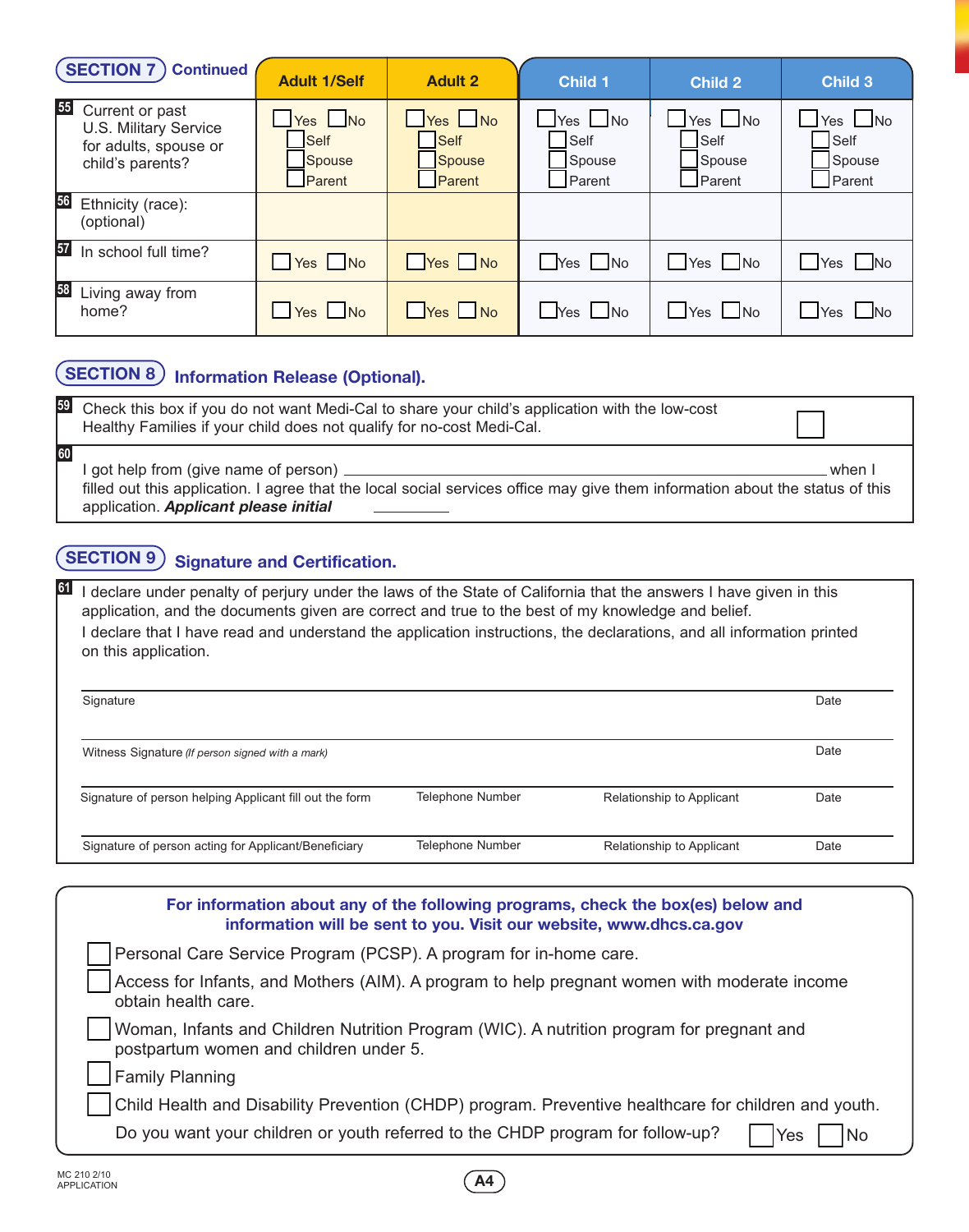## SECTION 7 Continued

| | Adult 1/Self | Adult 2 | Child 1 | Child 2 | Child 3 |
|---|---|---|---|---|---|
| 55 Current or past U.S. Military Service for adults, spouse or child's parents? | ☐ Yes ☐ No ☐ Self ☐ Spouse ☐ Parent | ☐ Yes ☐ No ☐ Self ☐ Spouse ☐ Parent | ☐ Yes ☐ No ☐ Self ☐ Spouse ☐ Parent | ☐ Yes ☐ No ☐ Self ☐ Spouse ☐ Parent | ☐ Yes ☐ No ☐ Self ☐ Spouse ☐ Parent |
| 56 Ethnicity (race): (optional) | | | | | |
| 57 In school full time? | ☐ Yes ☐ No | ☐ Yes ☐ No | ☐ Yes ☐ No | ☐ Yes ☐ No | ☐ Yes ☐ No |
| 58 Living away from home? | ☐ Yes ☐ No | ☐ Yes ☐ No | ☐ Yes ☐ No | ☐ Yes ☐ No | ☐ Yes ☐ No |

## SECTION 8 Information Release (Optional).

**59** Check this box if you do not want Medi-Cal to share your child's application with the low-cost Healthy Families if your child does not qualify for no-cost Medi-Cal. ☐

**60** I got help from (give name of person) ______________________________ when I filled out this application. I agree that the local social services office may give them information about the status of this application. ***Applicant please initial*** ________

## SECTION 9 Signature and Certification.

**61** I declare under penalty of perjury under the laws of the State of California that the answers I have given in this application, and the documents given are correct and true to the best of my knowledge and belief.

I declare that I have read and understand the application instructions, the declarations, and all information printed on this application.

Signature ______________________________ Date ________

Witness Signature *(If person signed with a mark)* ______________________________ Date ________

Signature of person helping Applicant fill out the form ________ Telephone Number ________ Relationship to Applicant ________ Date ________

Signature of person acting for Applicant/Beneficiary ________ Telephone Number ________ Relationship to Applicant ________ Date ________

**For information about any of the following programs, check the box(es) below and information will be sent to you. Visit our website, www.dhcs.ca.gov**

- ☐ Personal Care Service Program (PCSP). A program for in-home care.
- ☐ Access for Infants, and Mothers (AIM). A program to help pregnant women with moderate income obtain health care.
- ☐ Woman, Infants and Children Nutrition Program (WIC). A nutrition program for pregnant and postpartum women and children under 5.
- ☐ Family Planning
- ☐ Child Health and Disability Prevention (CHDP) program. Preventive healthcare for children and youth.

Do you want your children or youth referred to the CHDP program for follow-up? ☐ Yes ☐ No

MC 210 2/10
APPLICATION